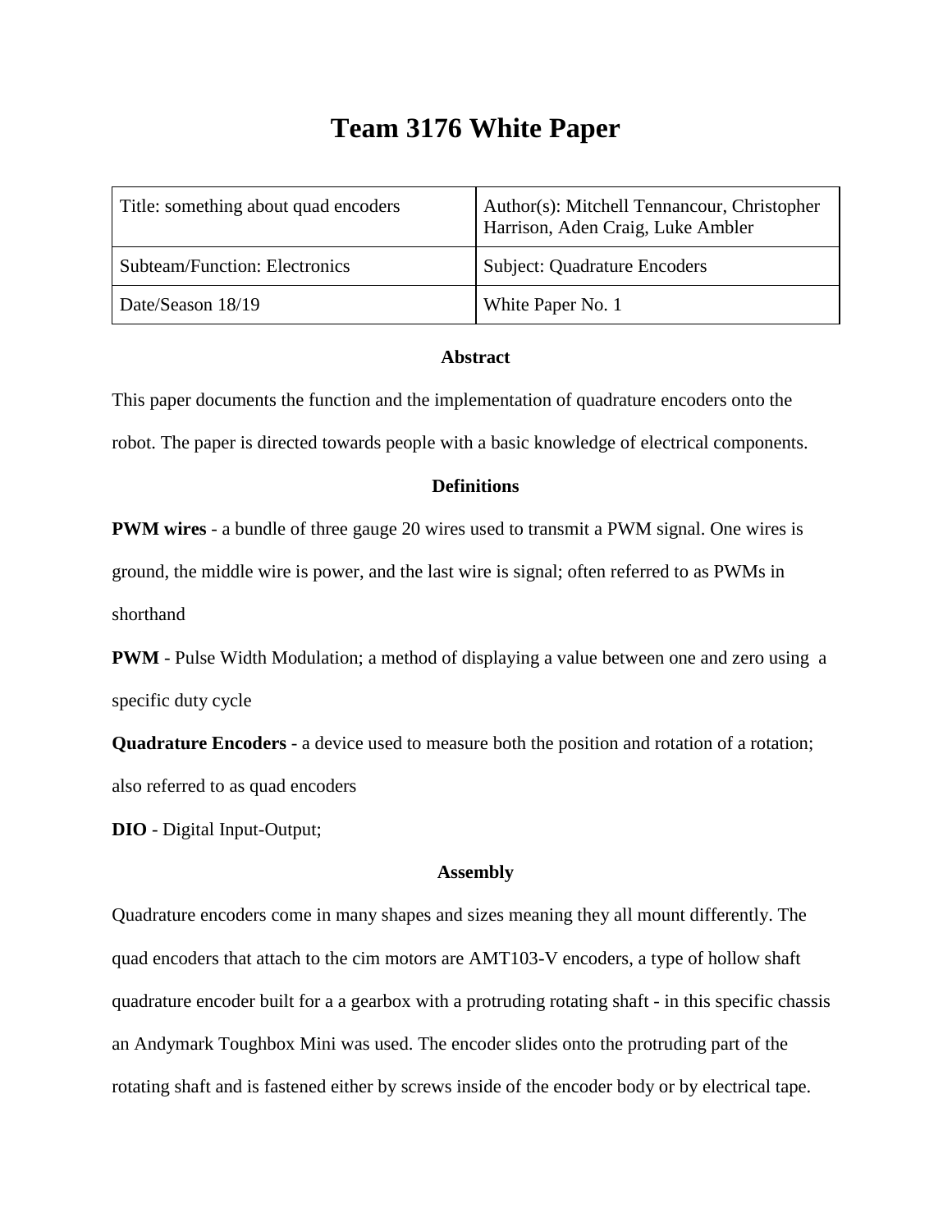# Team 3176 White Paper

| Title: something about quad encoders | Author(s): Mitchell Tennancour, Christopher Harrison, Aden Craig, Luke Ambler |
|---|---|
| Subteam/Function: Electronics | Subject: Quadrature Encoders |
| Date/Season 18/19 | White Paper No. 1 |

**Abstract**

This paper documents the function and the implementation of quadrature encoders onto the robot. The paper is directed towards people with a basic knowledge of electrical components.

**Definitions**

**PWM wires** - a bundle of three gauge 20 wires used to transmit a PWM signal. One wires is ground, the middle wire is power, and the last wire is signal; often referred to as PWMs in shorthand

**PWM** - Pulse Width Modulation; a method of displaying a value between one and zero using a specific duty cycle

**Quadrature Encoders** - a device used to measure both the position and rotation of a rotation; also referred to as quad encoders

**DIO** - Digital Input-Output;

**Assembly**

Quadrature encoders come in many shapes and sizes meaning they all mount differently. The quad encoders that attach to the cim motors are AMT103-V encoders, a type of hollow shaft quadrature encoder built for a a gearbox with a protruding rotating shaft - in this specific chassis an Andymark Toughbox Mini was used. The encoder slides onto the protruding part of the rotating shaft and is fastened either by screws inside of the encoder body or by electrical tape.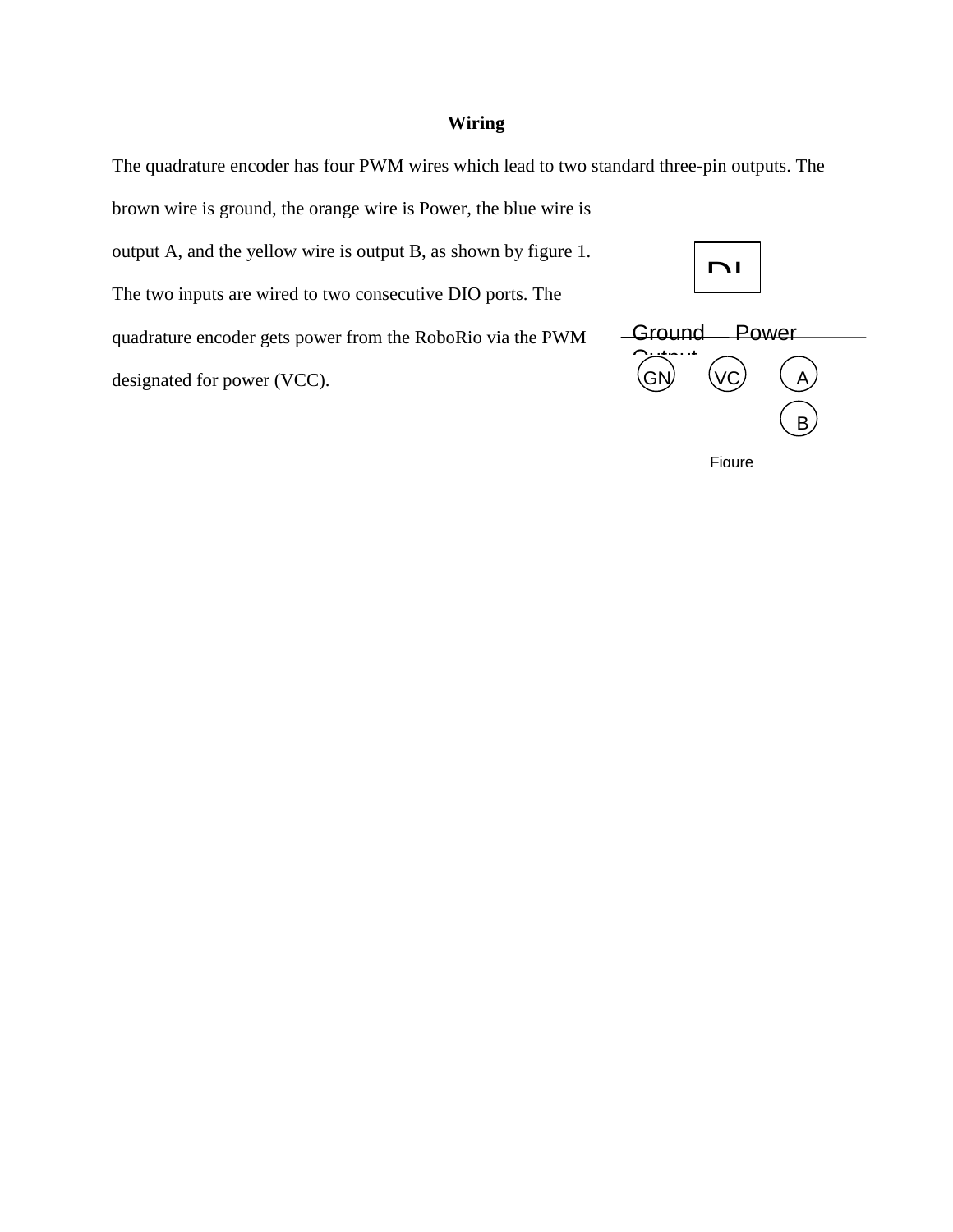**Wiring**

The quadrature encoder has four PWM wires which lead to two standard three-pin outputs. The brown wire is ground, the orange wire is Power, the blue wire is output A, and the yellow wire is output B, as shown by figure 1. The two inputs are wired to two consecutive DIO ports. The quadrature encoder gets power from the RoboRio via the PWM designated for power (VCC).

DI

Ground Power Output

GN VC A

B

Figure